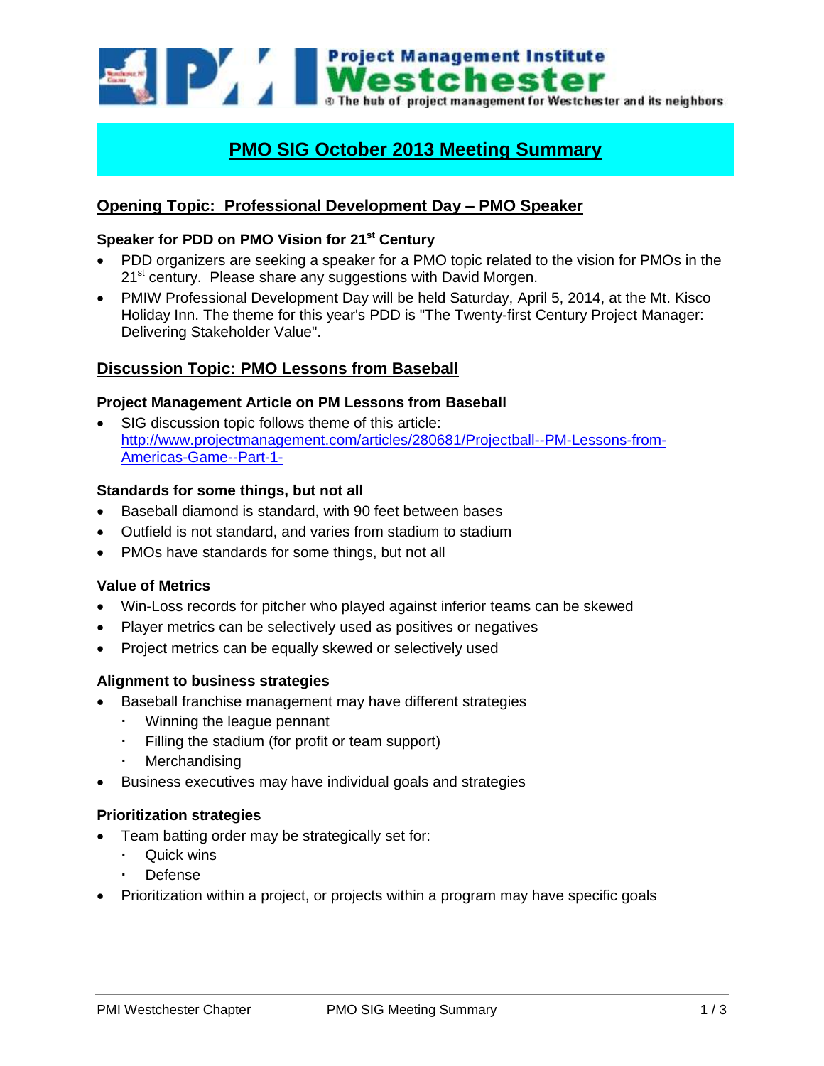# PMO SIG October 2013 Meeting Summary

## Opening Topic: Professional Development Day – PMO Speaker

### Speaker for PDD on PMO Vision for 21st Century

- PDD organizers are seeking a speaker for a PMO topic related to the vision for PMOs in the 21st century. Please share any suggestions with David Morgen.
- PMIW Professional Development Day will be held Saturday, April 5, 2014, at the Mt. Kisco Holiday Inn. The theme for this year's PDD is "The Twenty-first Century Project Manager: Delivering Stakeholder Value".

## Discussion Topic: PMO Lessons from Baseball

### Project Management Article on PM Lessons from Baseball

- SIG discussion topic follows theme of this article: [http://www.projectmanagement.com/articles/280681/Projectball--PM-Lessons-from-Americas-Game--Part-1-](http://www.projectmanagement.com/articles/280681/Projectball--PM-Lessons-from-Americas-Game--Part-1-)

### Standards for some things, but not all

- Baseball diamond is standard, with 90 feet between bases
- Outfield is not standard, and varies from stadium to stadium
- PMOs have standards for some things, but not all

### Value of Metrics

- Win-Loss records for pitcher who played against inferior teams can be skewed
- Player metrics can be selectively used as positives or negatives
- Project metrics can be equally skewed or selectively used

### Alignment to business strategies

- Baseball franchise management may have different strategies
  - Winning the league pennant
  - Filling the stadium (for profit or team support)
  - Merchandising
- Business executives may have individual goals and strategies

### Prioritization strategies

- Team batting order may be strategically set for:
  - Quick wins
  - Defense
- Prioritization within a project, or projects within a program may have specific goals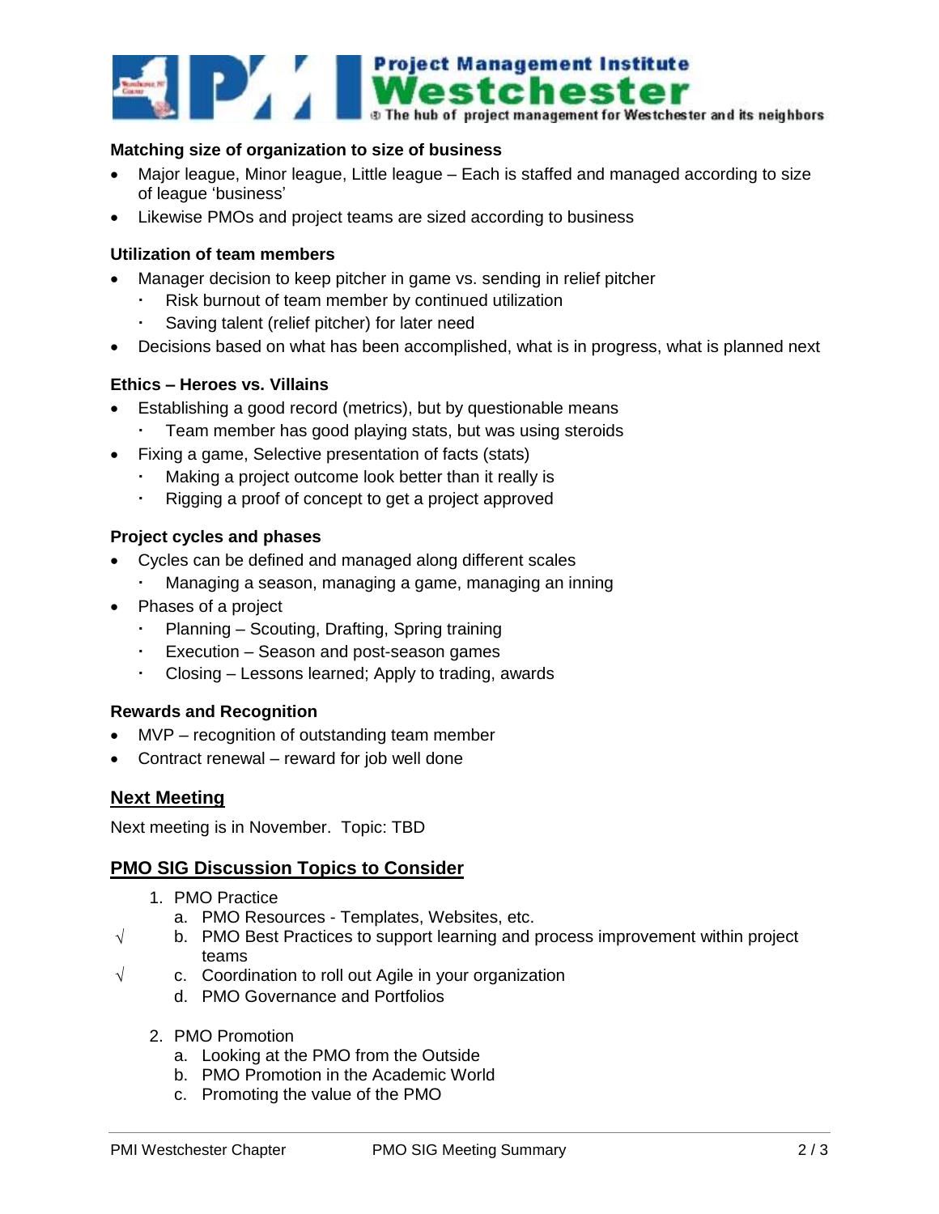**Matching size of organization to size of business**

- Major league, Minor league, Little league – Each is staffed and managed according to size of league 'business'
- Likewise PMOs and project teams are sized according to business

**Utilization of team members**

- Manager decision to keep pitcher in game vs. sending in relief pitcher
  - Risk burnout of team member by continued utilization
  - Saving talent (relief pitcher) for later need
- Decisions based on what has been accomplished, what is in progress, what is planned next

**Ethics – Heroes vs. Villains**

- Establishing a good record (metrics), but by questionable means
  - Team member has good playing stats, but was using steroids
- Fixing a game, Selective presentation of facts (stats)
  - Making a project outcome look better than it really is
  - Rigging a proof of concept to get a project approved

**Project cycles and phases**

- Cycles can be defined and managed along different scales
  - Managing a season, managing a game, managing an inning
- Phases of a project
  - Planning – Scouting, Drafting, Spring training
  - Execution – Season and post-season games
  - Closing – Lessons learned; Apply to trading, awards

**Rewards and Recognition**

- MVP – recognition of outstanding team member
- Contract renewal – reward for job well done

## Next Meeting

Next meeting is in November. Topic: TBD

## PMO SIG Discussion Topics to Consider

1. PMO Practice
   a. PMO Resources - Templates, Websites, etc.
   b. √ PMO Best Practices to support learning and process improvement within project teams
   c. √ Coordination to roll out Agile in your organization
   d. PMO Governance and Portfolios

2. PMO Promotion
   a. Looking at the PMO from the Outside
   b. PMO Promotion in the Academic World
   c. Promoting the value of the PMO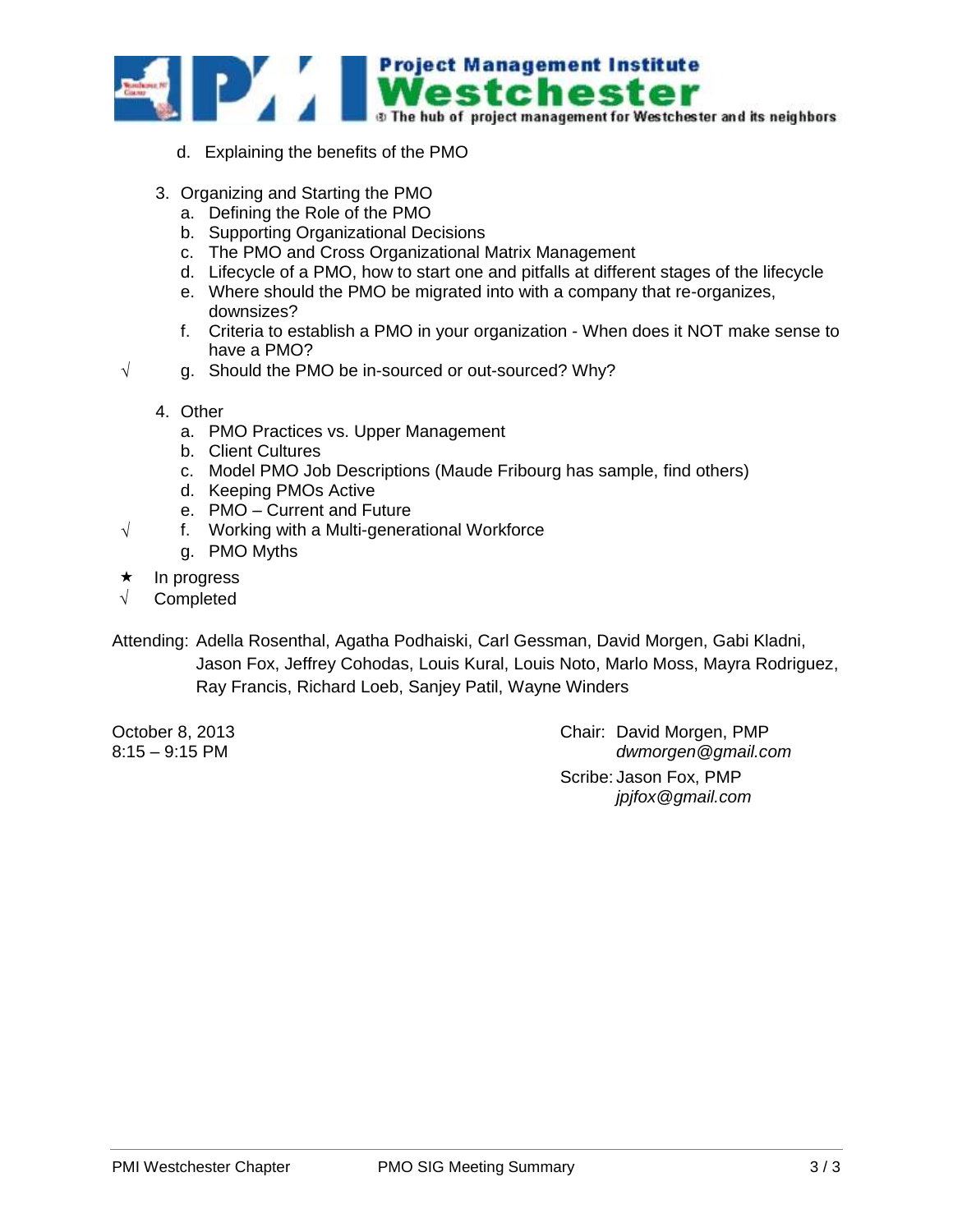d. Explaining the benefits of the PMO

3. Organizing and Starting the PMO
   a. Defining the Role of the PMO
   b. Supporting Organizational Decisions
   c. The PMO and Cross Organizational Matrix Management
   d. Lifecycle of a PMO, how to start one and pitfalls at different stages of the lifecycle
   e. Where should the PMO be migrated into with a company that re-organizes, downsizes?
   f. Criteria to establish a PMO in your organization - When does it NOT make sense to have a PMO?
   √ g. Should the PMO be in-sourced or out-sourced? Why?

4. Other
   a. PMO Practices vs. Upper Management
   b. Client Cultures
   c. Model PMO Job Descriptions (Maude Fribourg has sample, find others)
   d. Keeping PMOs Active
   e. PMO – Current and Future
   √ f. Working with a Multi-generational Workforce
   g. PMO Myths

★ In progress
√ Completed

Attending: Adella Rosenthal, Agatha Podhaiski, Carl Gessman, David Morgen, Gabi Kladni, Jason Fox, Jeffrey Cohodas, Louis Kural, Louis Noto, Marlo Moss, Mayra Rodriguez, Ray Francis, Richard Loeb, Sanjey Patil, Wayne Winders

October 8, 2013
8:15 – 9:15 PM

Chair: David Morgen, PMP
*dwmorgen@gmail.com*

Scribe: Jason Fox, PMP
*jpjfox@gmail.com*